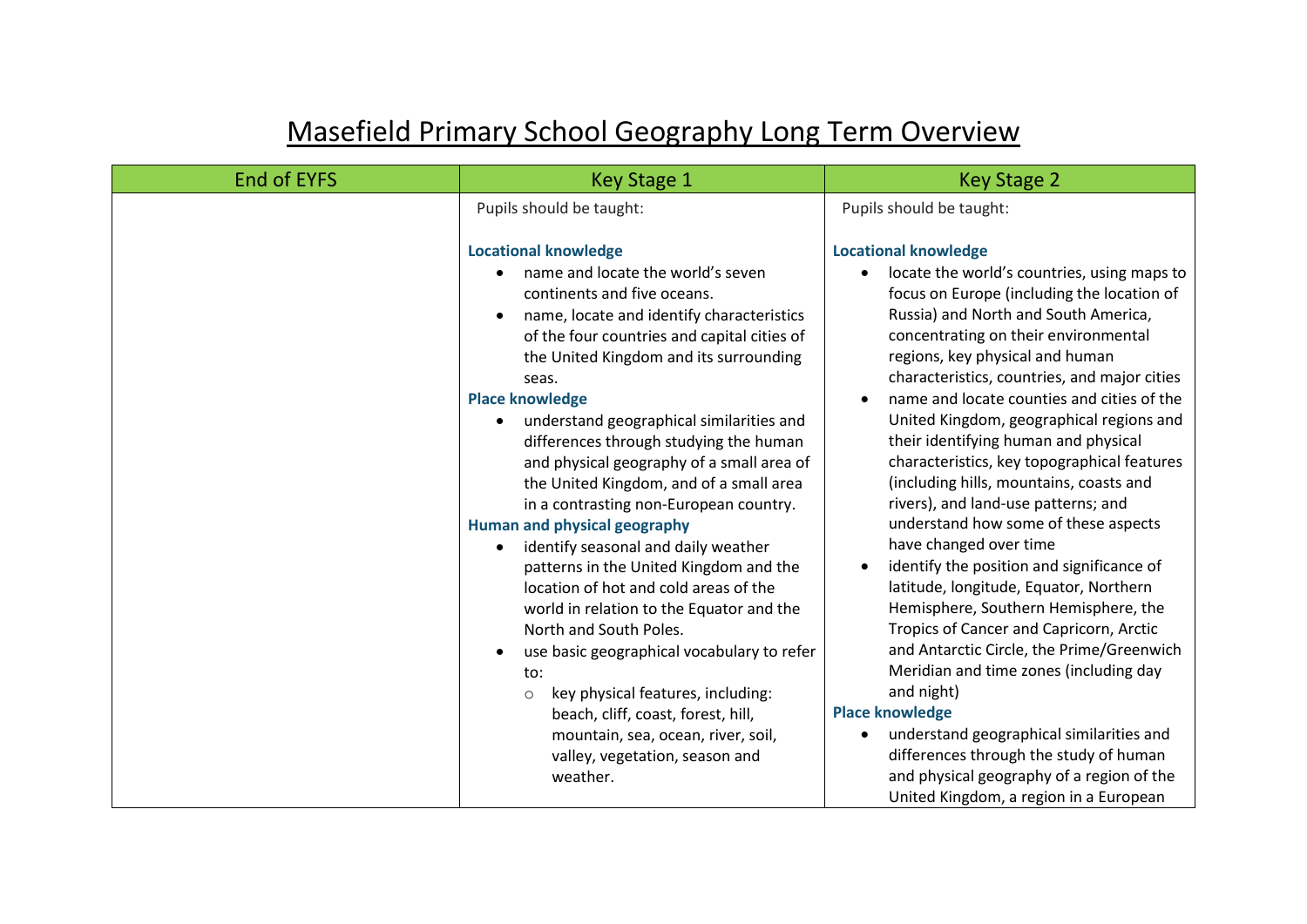# Masefield Primary School Geography Long Term Overview

| End of EYFS | Key Stage 1 | Key Stage 2 |
|---|---|---|
| | Pupils should be taught:<br><br>**Locational knowledge**<br>• name and locate the world's seven continents and five oceans.<br>• name, locate and identify characteristics of the four countries and capital cities of the United Kingdom and its surrounding seas.<br>**Place knowledge**<br>• understand geographical similarities and differences through studying the human and physical geography of a small area of the United Kingdom, and of a small area in a contrasting non-European country.<br>**Human and physical geography**<br>• identify seasonal and daily weather patterns in the United Kingdom and the location of hot and cold areas of the world in relation to the Equator and the North and South Poles.<br>• use basic geographical vocabulary to refer to:<br>&nbsp;&nbsp;&nbsp;&nbsp;○ key physical features, including: beach, cliff, coast, forest, hill, mountain, sea, ocean, river, soil, valley, vegetation, season and weather. | Pupils should be taught:<br><br>**Locational knowledge**<br>• locate the world's countries, using maps to focus on Europe (including the location of Russia) and North and South America, concentrating on their environmental regions, key physical and human characteristics, countries, and major cities<br>• name and locate counties and cities of the United Kingdom, geographical regions and their identifying human and physical characteristics, key topographical features (including hills, mountains, coasts and rivers), and land-use patterns; and understand how some of these aspects have changed over time<br>• identify the position and significance of latitude, longitude, Equator, Northern Hemisphere, Southern Hemisphere, the Tropics of Cancer and Capricorn, Arctic and Antarctic Circle, the Prime/Greenwich Meridian and time zones (including day and night)<br>**Place knowledge**<br>• understand geographical similarities and differences through the study of human and physical geography of a region of the United Kingdom, a region in a European |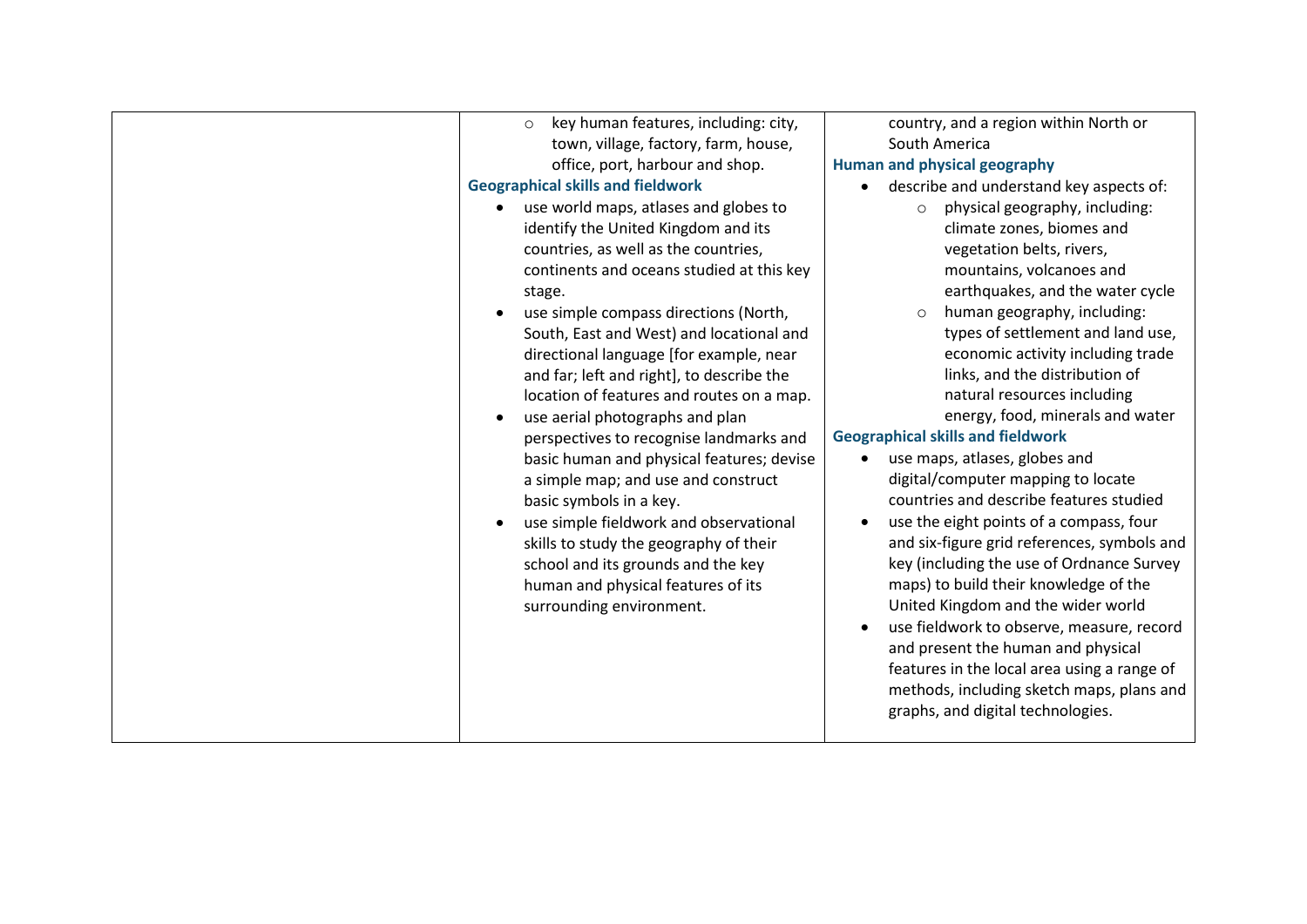| | | |
|---|---|---|
| | ◦ key human features, including: city, town, village, factory, farm, house, office, port, harbour and shop.<br>**Geographical skills and fieldwork**<br>• use world maps, atlases and globes to identify the United Kingdom and its countries, as well as the countries, continents and oceans studied at this key stage.<br>• use simple compass directions (North, South, East and West) and locational and directional language [for example, near and far; left and right], to describe the location of features and routes on a map.<br>• use aerial photographs and plan perspectives to recognise landmarks and basic human and physical features; devise a simple map; and use and construct basic symbols in a key.<br>• use simple fieldwork and observational skills to study the geography of their school and its grounds and the key human and physical features of its surrounding environment. | country, and a region within North or South America<br>**Human and physical geography**<br>• describe and understand key aspects of:<br>◦ physical geography, including: climate zones, biomes and vegetation belts, rivers, mountains, volcanoes and earthquakes, and the water cycle<br>◦ human geography, including: types of settlement and land use, economic activity including trade links, and the distribution of natural resources including energy, food, minerals and water<br>**Geographical skills and fieldwork**<br>• use maps, atlases, globes and digital/computer mapping to locate countries and describe features studied<br>• use the eight points of a compass, four and six-figure grid references, symbols and key (including the use of Ordnance Survey maps) to build their knowledge of the United Kingdom and the wider world<br>• use fieldwork to observe, measure, record and present the human and physical features in the local area using a range of methods, including sketch maps, plans and graphs, and digital technologies. |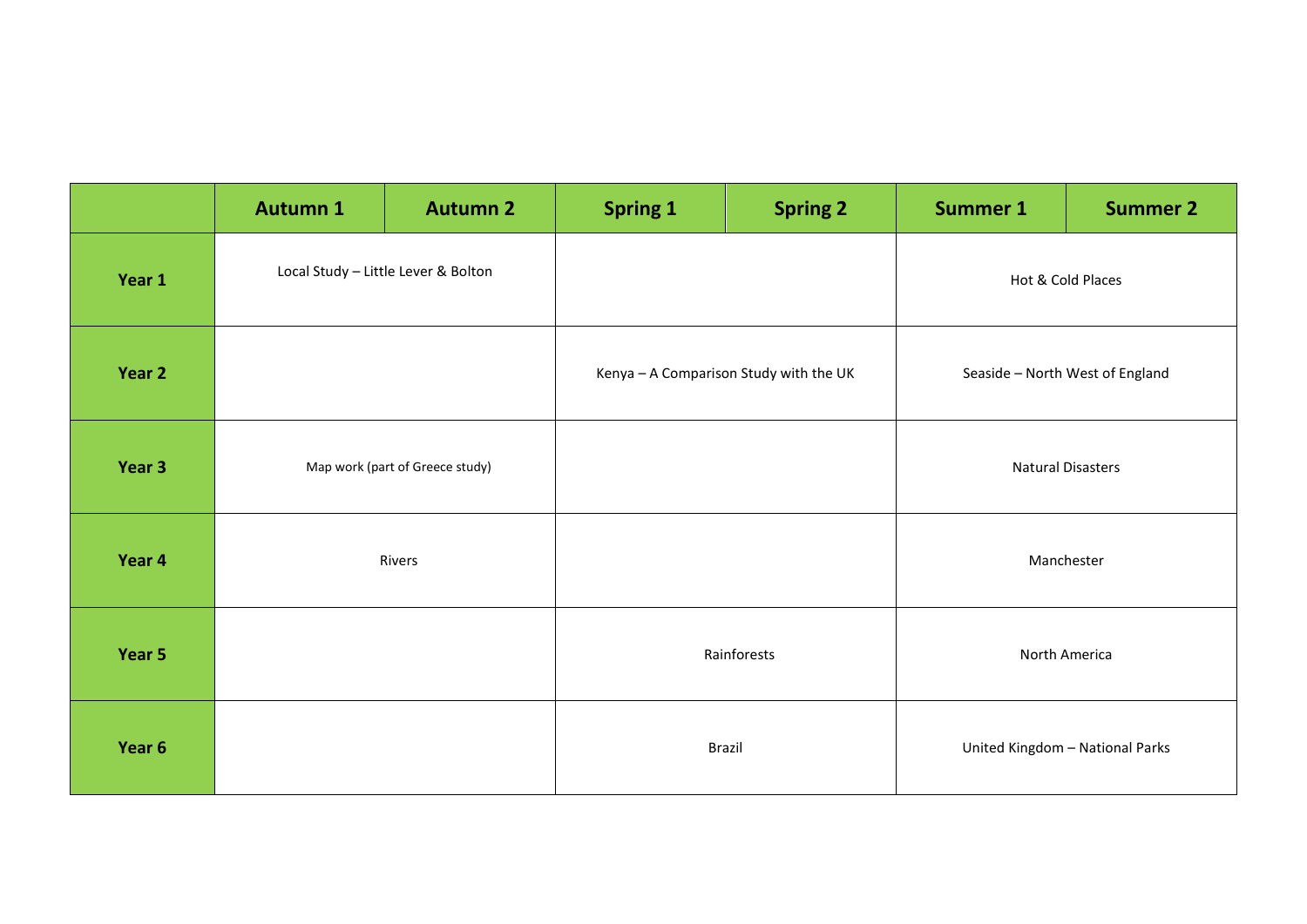| | Autumn 1 | Autumn 2 | Spring 1 | Spring 2 | Summer 1 | Summer 2 |
|---|---|---|---|---|---|---|
| **Year 1** | Local Study – Little Lever & Bolton | | | | Hot & Cold Places | |
| **Year 2** | | | Kenya – A Comparison Study with the UK | | Seaside – North West of England | |
| **Year 3** | Map work (part of Greece study) | | | | Natural Disasters | |
| **Year 4** | Rivers | | | | Manchester | |
| **Year 5** | | | Rainforests | | North America | |
| **Year 6** | | | Brazil | | United Kingdom – National Parks | |